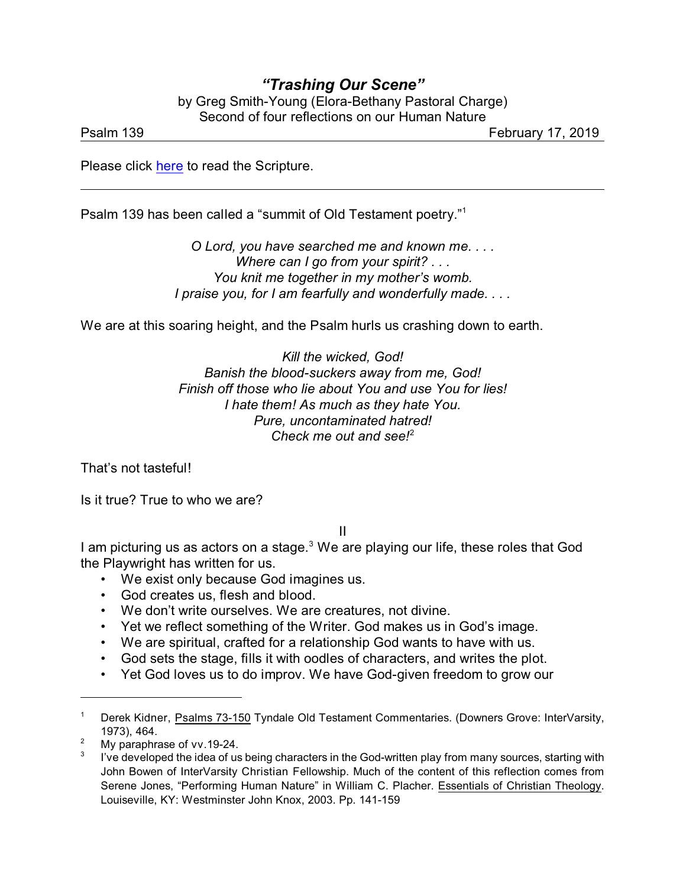# *"Trashing Our Scene"*

by Greg Smith-Young (Elora-Bethany Pastoral Charge)
Second of four reflections on our Human Nature

Psalm 139 February 17, 2019

Please click here to read the Scripture.

---

Psalm 139 has been called a "summit of Old Testament poetry."[1]

> *O Lord, you have searched me and known me. . . .*
> *Where can I go from your spirit? . . .*
> *You knit me together in my mother's womb.*
> *I praise you, for I am fearfully and wonderfully made. . . .*

We are at this soaring height, and the Psalm hurls us crashing down to earth.

> *Kill the wicked, God!*
> *Banish the blood-suckers away from me, God!*
> *Finish off those who lie about You and use You for lies!*
> *I hate them! As much as they hate You.*
> *Pure, uncontaminated hatred!*
> *Check me out and see!*[2]

That's not tasteful!

Is it true? True to who we are?

II

I am picturing us as actors on a stage.[3] We are playing our life, these roles that God the Playwright has written for us.

- We exist only because God imagines us.
- God creates us, flesh and blood.
- We don't write ourselves. We are creatures, not divine.
- Yet we reflect something of the Writer. God makes us in God's image.
- We are spiritual, crafted for a relationship God wants to have with us.
- God sets the stage, fills it with oodles of characters, and writes the plot.
- Yet God loves us to do improv. We have God-given freedom to grow our

---

[1] Derek Kidner, Psalms 73-150 Tyndale Old Testament Commentaries. (Downers Grove: InterVarsity, 1973), 464.

[2] My paraphrase of vv.19-24.

[3] I've developed the idea of us being characters in the God-written play from many sources, starting with John Bowen of InterVarsity Christian Fellowship. Much of the content of this reflection comes from Serene Jones, "Performing Human Nature" in William C. Placher. Essentials of Christian Theology. Louiseville, KY: Westminster John Knox, 2003. Pp. 141-159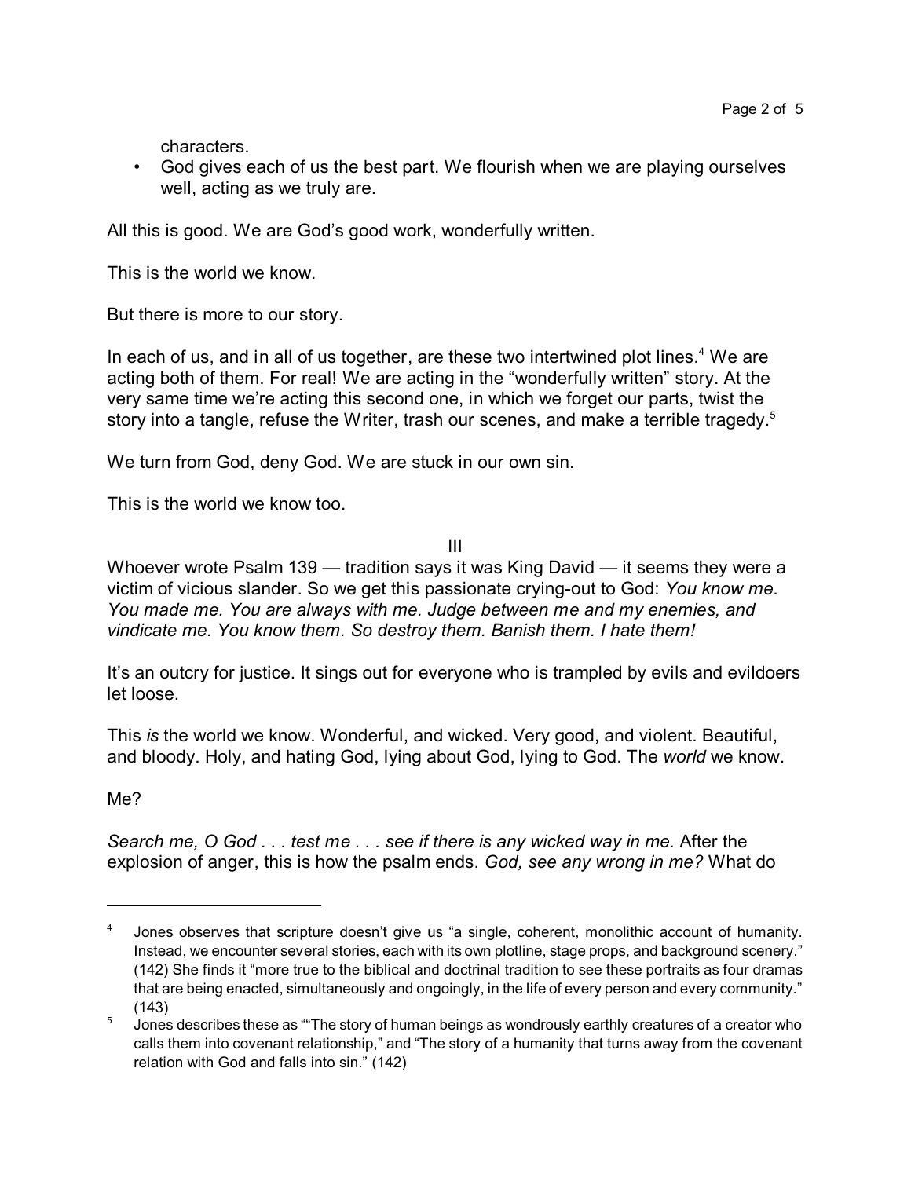characters.

- God gives each of us the best part. We flourish when we are playing ourselves well, acting as we truly are.

All this is good. We are God's good work, wonderfully written.

This is the world we know.

But there is more to our story.

In each of us, and in all of us together, are these two intertwined plot lines.[4] We are acting both of them. For real! We are acting in the "wonderfully written" story. At the very same time we're acting this second one, in which we forget our parts, twist the story into a tangle, refuse the Writer, trash our scenes, and make a terrible tragedy.[5]

We turn from God, deny God. We are stuck in our own sin.

This is the world we know too.

III

Whoever wrote Psalm 139 — tradition says it was King David — it seems they were a victim of vicious slander. So we get this passionate crying-out to God: *You know me. You made me. You are always with me. Judge between me and my enemies, and vindicate me. You know them. So destroy them. Banish them. I hate them!*

It's an outcry for justice. It sings out for everyone who is trampled by evils and evildoers let loose.

This *is* the world we know. Wonderful, and wicked. Very good, and violent. Beautiful, and bloody. Holy, and hating God, lying about God, lying to God. The *world* we know.

Me?

*Search me, O God . . . test me . . . see if there is any wicked way in me.* After the explosion of anger, this is how the psalm ends. *God, see any wrong in me?* What do

---

[4] Jones observes that scripture doesn't give us "a single, coherent, monolithic account of humanity. Instead, we encounter several stories, each with its own plotline, stage props, and background scenery." (142) She finds it "more true to the biblical and doctrinal tradition to see these portraits as four dramas that are being enacted, simultaneously and ongoingly, in the life of every person and every community." (143)

[5] Jones describes these as ""The story of human beings as wondrously earthly creatures of a creator who calls them into covenant relationship," and "The story of a humanity that turns away from the covenant relation with God and falls into sin." (142)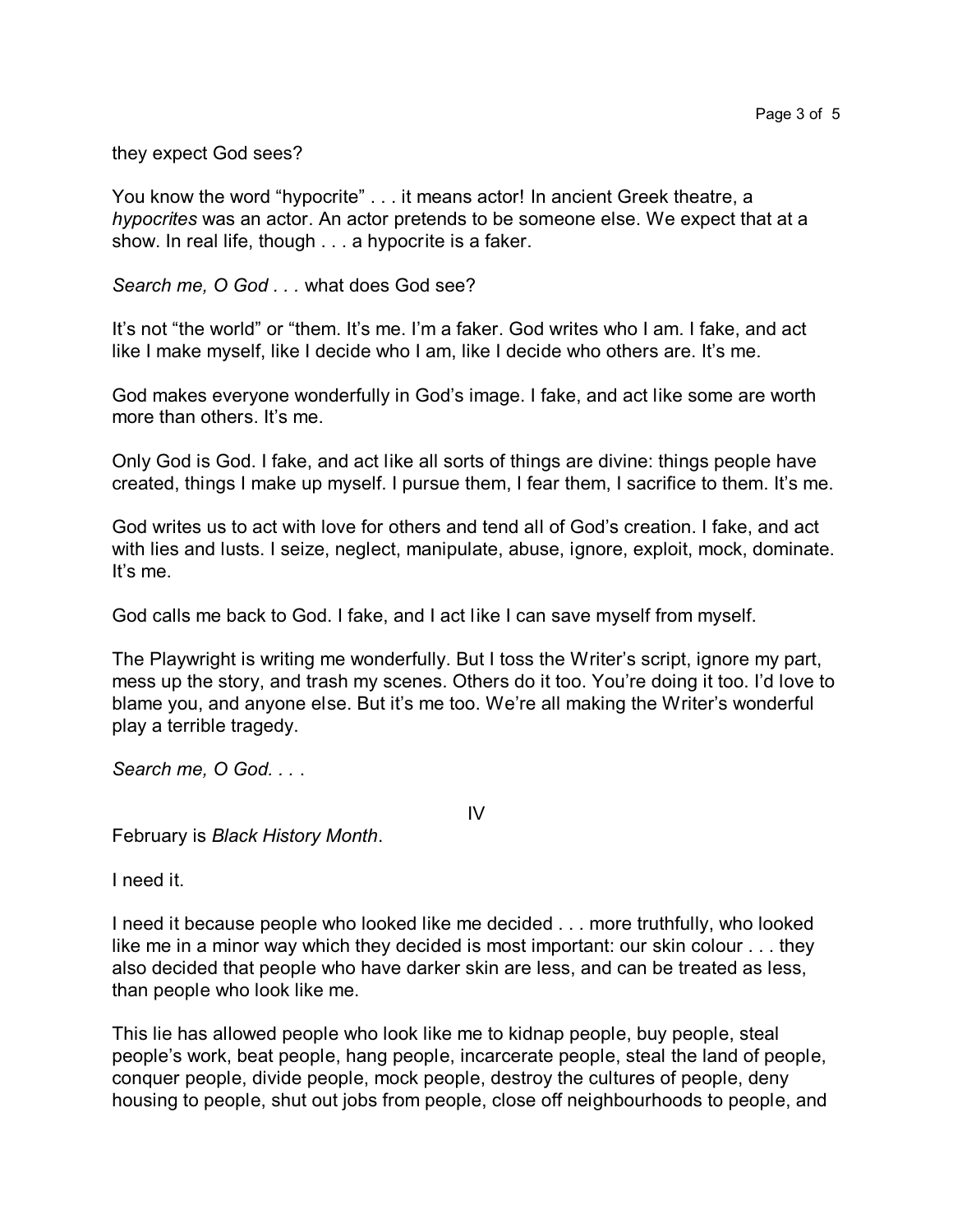they expect God sees?

You know the word "hypocrite" . . . it means actor! In ancient Greek theatre, a *hypocrites* was an actor. An actor pretends to be someone else. We expect that at a show. In real life, though . . . a hypocrite is a faker.

*Search me, O God . . .* what does God see?

It's not "the world" or "them. It's me. I'm a faker. God writes who I am. I fake, and act like I make myself, like I decide who I am, like I decide who others are. It's me.

God makes everyone wonderfully in God's image. I fake, and act like some are worth more than others. It's me.

Only God is God. I fake, and act like all sorts of things are divine: things people have created, things I make up myself. I pursue them, I fear them, I sacrifice to them. It's me.

God writes us to act with love for others and tend all of God's creation. I fake, and act with lies and lusts. I seize, neglect, manipulate, abuse, ignore, exploit, mock, dominate. It's me.

God calls me back to God. I fake, and I act like I can save myself from myself.

The Playwright is writing me wonderfully. But I toss the Writer's script, ignore my part, mess up the story, and trash my scenes. Others do it too. You're doing it too. I'd love to blame you, and anyone else. But it's me too. We're all making the Writer's wonderful play a terrible tragedy.

*Search me, O God. . . .*

## IV

February is *Black History Month*.

I need it.

I need it because people who looked like me decided . . . more truthfully, who looked like me in a minor way which they decided is most important: our skin colour . . . they also decided that people who have darker skin are less, and can be treated as less, than people who look like me.

This lie has allowed people who look like me to kidnap people, buy people, steal people's work, beat people, hang people, incarcerate people, steal the land of people, conquer people, divide people, mock people, destroy the cultures of people, deny housing to people, shut out jobs from people, close off neighbourhoods to people, and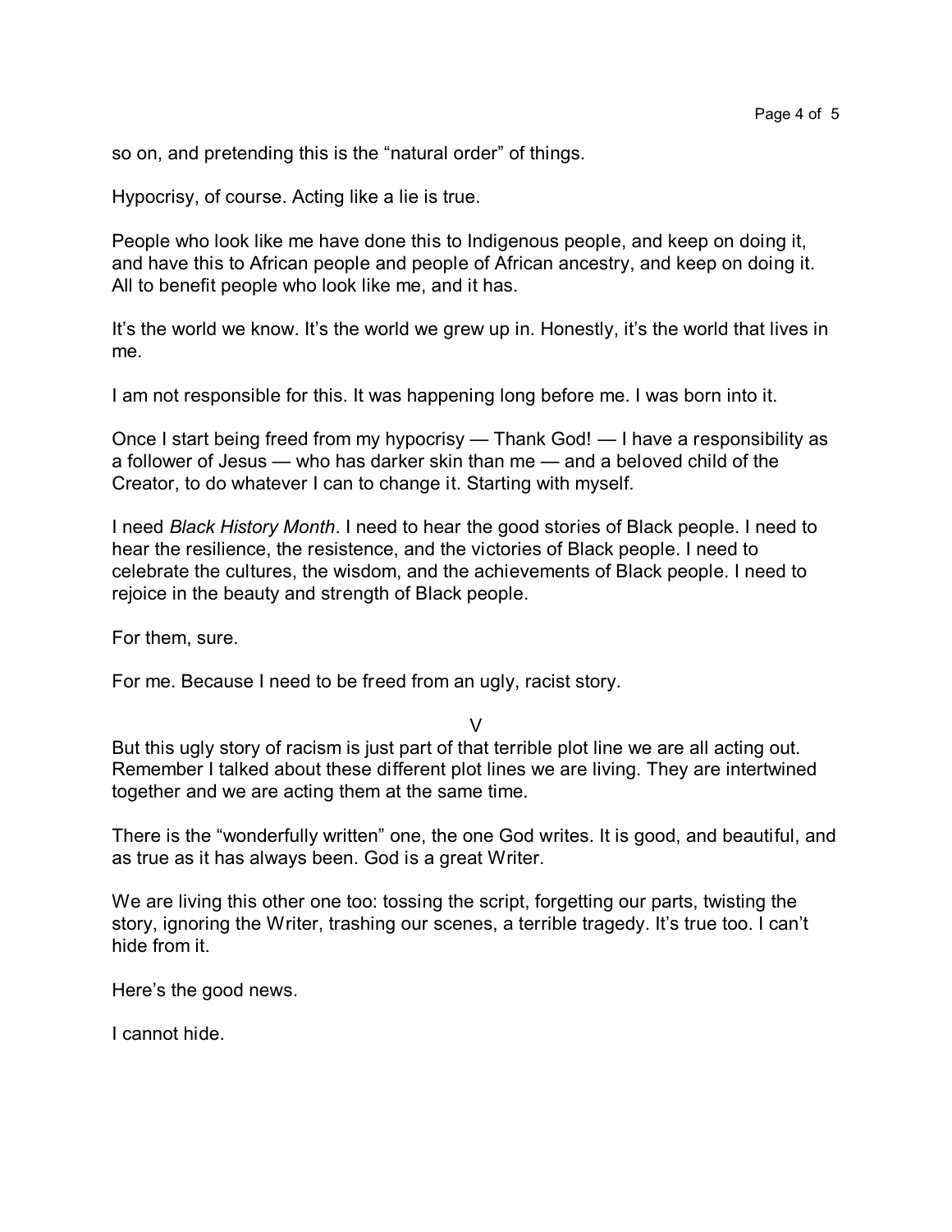so on, and pretending this is the “natural order” of things.

Hypocrisy, of course. Acting like a lie is true.

People who look like me have done this to Indigenous people, and keep on doing it, and have this to African people and people of African ancestry, and keep on doing it. All to benefit people who look like me, and it has.

It’s the world we know. It’s the world we grew up in. Honestly, it’s the world that lives in me.

I am not responsible for this. It was happening long before me. I was born into it.

Once I start being freed from my hypocrisy — Thank God! — I have a responsibility as a follower of Jesus — who has darker skin than me — and a beloved child of the Creator, to do whatever I can to change it. Starting with myself.

I need *Black History Month*. I need to hear the good stories of Black people. I need to hear the resilience, the resistence, and the victories of Black people. I need to celebrate the cultures, the wisdom, and the achievements of Black people. I need to rejoice in the beauty and strength of Black people.

For them, sure.

For me. Because I need to be freed from an ugly, racist story.

V

But this ugly story of racism is just part of that terrible plot line we are all acting out. Remember I talked about these different plot lines we are living. They are intertwined together and we are acting them at the same time.

There is the “wonderfully written” one, the one God writes. It is good, and beautiful, and as true as it has always been. God is a great Writer.

We are living this other one too: tossing the script, forgetting our parts, twisting the story, ignoring the Writer, trashing our scenes, a terrible tragedy. It’s true too. I can’t hide from it.

Here’s the good news.

I cannot hide.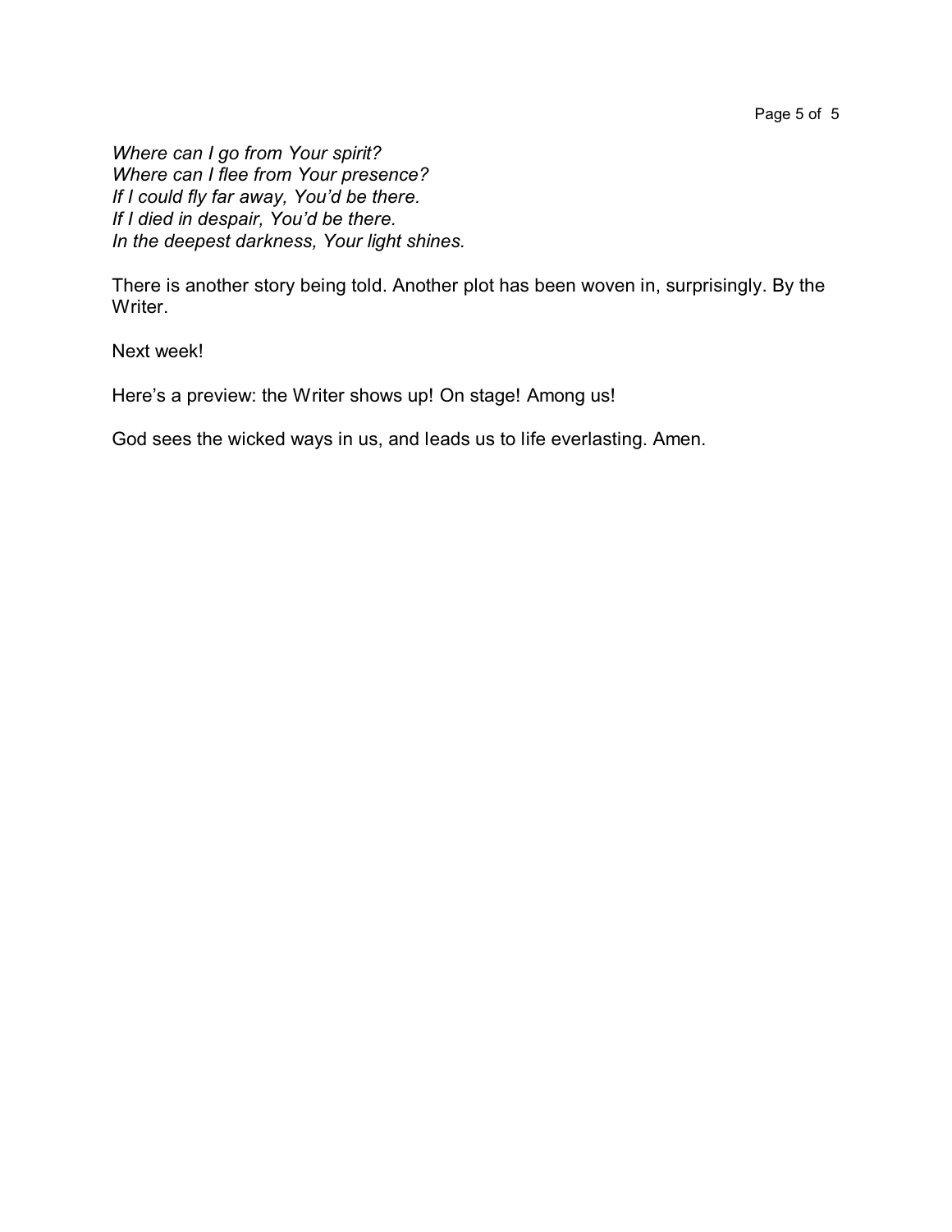*Where can I go from Your spirit?*
*Where can I flee from Your presence?*
*If I could fly far away, You'd be there.*
*If I died in despair, You'd be there.*
*In the deepest darkness, Your light shines.*

There is another story being told. Another plot has been woven in, surprisingly. By the Writer.

Next week!

Here's a preview: the Writer shows up! On stage! Among us!

God sees the wicked ways in us, and leads us to life everlasting. Amen.